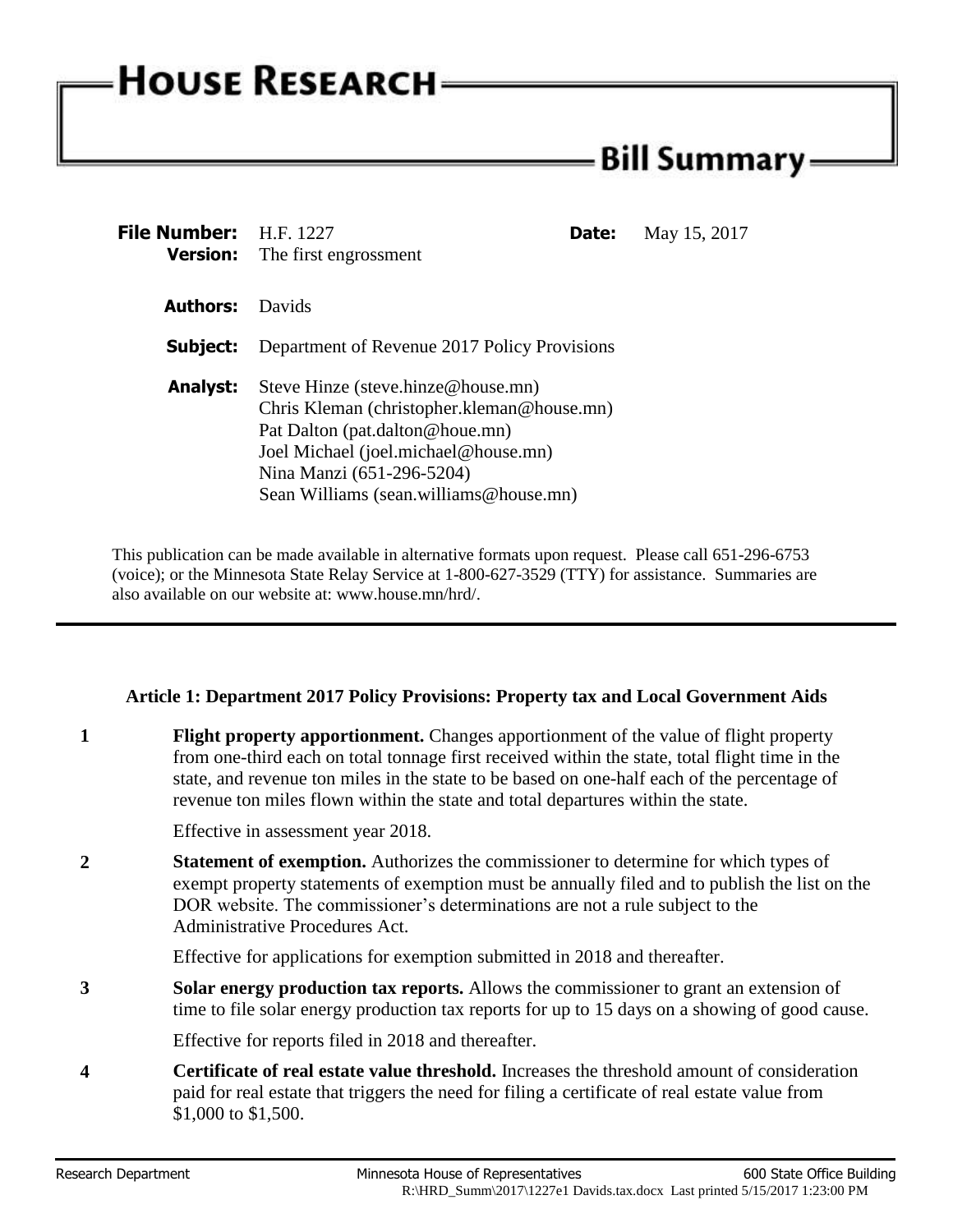# HOUSE RESEARCH

## Bill Summary

**File Number:** H.F. 1227 **Date:** May 15, 2017

**Version:** The first engrossment

**Authors:** Davids

**Subject:** Department of Revenue 2017 Policy Provisions

**Analyst:** Steve Hinze (steve.hinze@house.mn)
Chris Kleman (christopher.kleman@house.mn)
Pat Dalton (pat.dalton@houe.mn)
Joel Michael (joel.michael@house.mn)
Nina Manzi (651-296-5204)
Sean Williams (sean.williams@house.mn)

This publication can be made available in alternative formats upon request. Please call 651-296-6753 (voice); or the Minnesota State Relay Service at 1-800-627-3529 (TTY) for assistance. Summaries are also available on our website at: www.house.mn/hrd/.

---

### Article 1: Department 2017 Policy Provisions: Property tax and Local Government Aids

**1** **Flight property apportionment.** Changes apportionment of the value of flight property from one-third each on total tonnage first received within the state, total flight time in the state, and revenue ton miles in the state to be based on one-half each of the percentage of revenue ton miles flown within the state and total departures within the state.

Effective in assessment year 2018.

**2** **Statement of exemption.** Authorizes the commissioner to determine for which types of exempt property statements of exemption must be annually filed and to publish the list on the DOR website. The commissioner's determinations are not a rule subject to the Administrative Procedures Act.

Effective for applications for exemption submitted in 2018 and thereafter.

**3** **Solar energy production tax reports.** Allows the commissioner to grant an extension of time to file solar energy production tax reports for up to 15 days on a showing of good cause.

Effective for reports filed in 2018 and thereafter.

**4** **Certificate of real estate value threshold.** Increases the threshold amount of consideration paid for real estate that triggers the need for filing a certificate of real estate value from $1,000 to $1,500.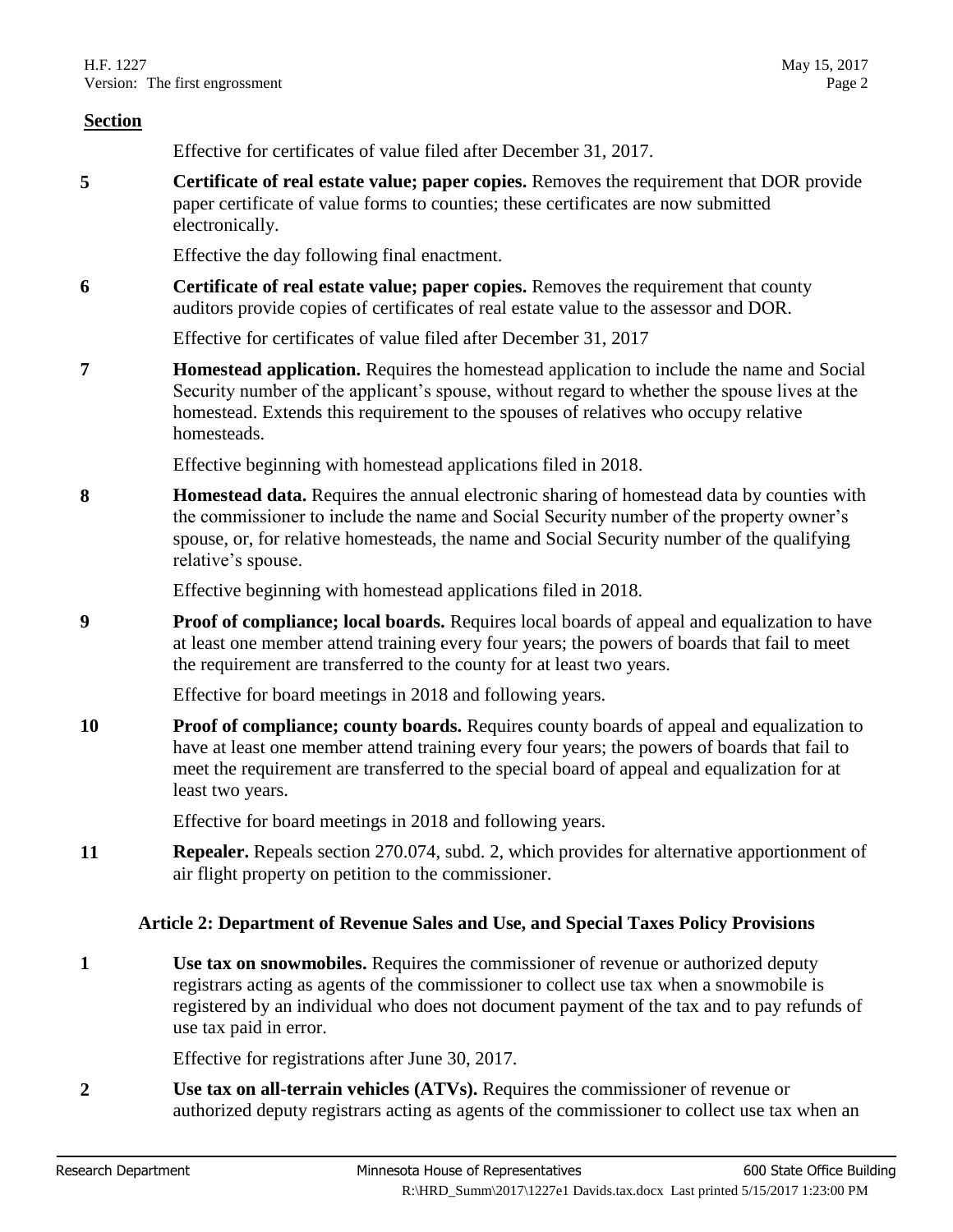**Section**

Effective for certificates of value filed after December 31, 2017.

**5** **Certificate of real estate value; paper copies.** Removes the requirement that DOR provide paper certificate of value forms to counties; these certificates are now submitted electronically.

Effective the day following final enactment.

**6** **Certificate of real estate value; paper copies.** Removes the requirement that county auditors provide copies of certificates of real estate value to the assessor and DOR.

Effective for certificates of value filed after December 31, 2017

**7** **Homestead application.** Requires the homestead application to include the name and Social Security number of the applicant's spouse, without regard to whether the spouse lives at the homestead. Extends this requirement to the spouses of relatives who occupy relative homesteads.

Effective beginning with homestead applications filed in 2018.

**8** **Homestead data.** Requires the annual electronic sharing of homestead data by counties with the commissioner to include the name and Social Security number of the property owner's spouse, or, for relative homesteads, the name and Social Security number of the qualifying relative's spouse.

Effective beginning with homestead applications filed in 2018.

**9** **Proof of compliance; local boards.** Requires local boards of appeal and equalization to have at least one member attend training every four years; the powers of boards that fail to meet the requirement are transferred to the county for at least two years.

Effective for board meetings in 2018 and following years.

**10** **Proof of compliance; county boards.** Requires county boards of appeal and equalization to have at least one member attend training every four years; the powers of boards that fail to meet the requirement are transferred to the special board of appeal and equalization for at least two years.

Effective for board meetings in 2018 and following years.

**11** **Repealer.** Repeals section 270.074, subd. 2, which provides for alternative apportionment of air flight property on petition to the commissioner.

## Article 2: Department of Revenue Sales and Use, and Special Taxes Policy Provisions

**1** **Use tax on snowmobiles.** Requires the commissioner of revenue or authorized deputy registrars acting as agents of the commissioner to collect use tax when a snowmobile is registered by an individual who does not document payment of the tax and to pay refunds of use tax paid in error.

Effective for registrations after June 30, 2017.

**2** **Use tax on all-terrain vehicles (ATVs).** Requires the commissioner of revenue or authorized deputy registrars acting as agents of the commissioner to collect use tax when an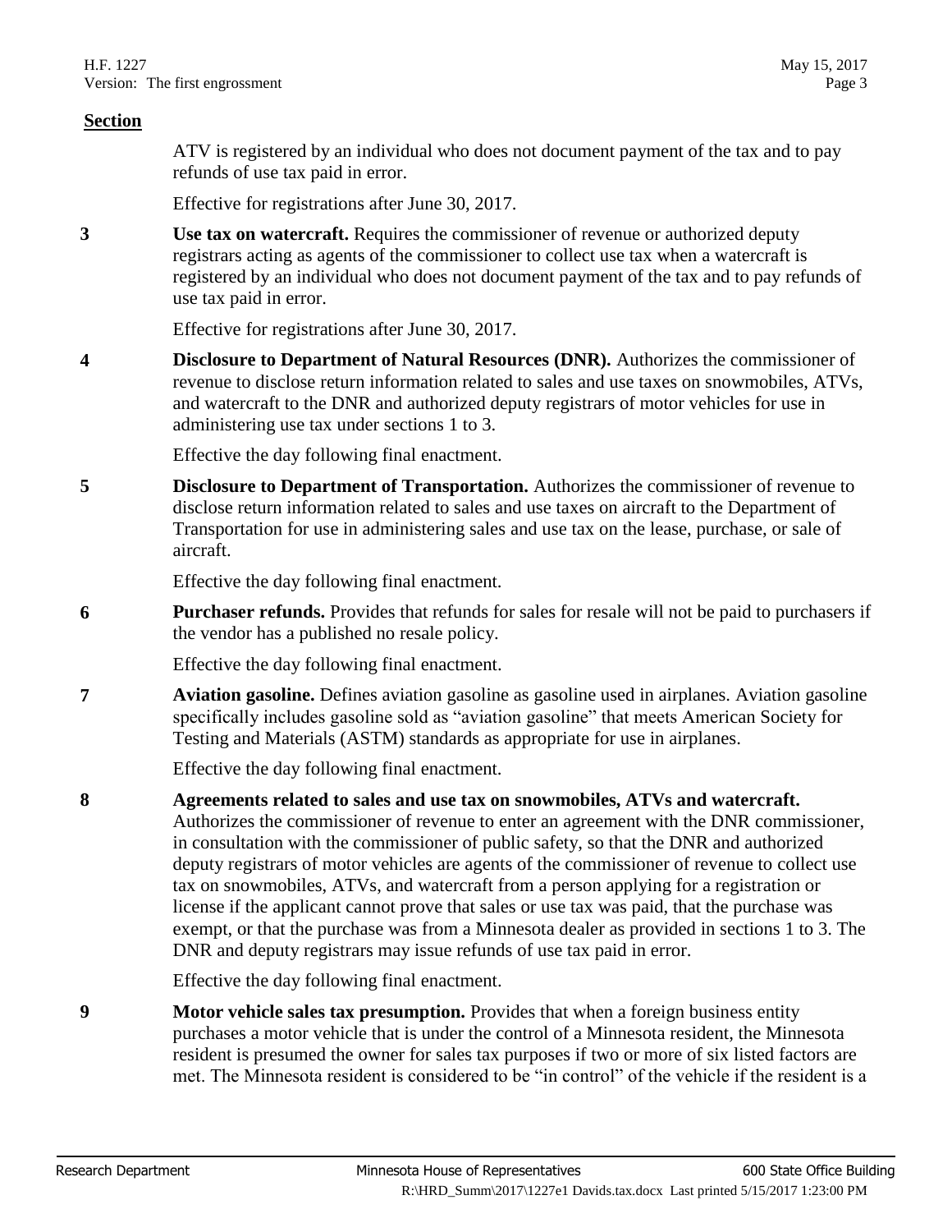**Section**

ATV is registered by an individual who does not document payment of the tax and to pay refunds of use tax paid in error.

Effective for registrations after June 30, 2017.

**3** **Use tax on watercraft.** Requires the commissioner of revenue or authorized deputy registrars acting as agents of the commissioner to collect use tax when a watercraft is registered by an individual who does not document payment of the tax and to pay refunds of use tax paid in error.

Effective for registrations after June 30, 2017.

**4** **Disclosure to Department of Natural Resources (DNR).** Authorizes the commissioner of revenue to disclose return information related to sales and use taxes on snowmobiles, ATVs, and watercraft to the DNR and authorized deputy registrars of motor vehicles for use in administering use tax under sections 1 to 3.

Effective the day following final enactment.

**5** **Disclosure to Department of Transportation.** Authorizes the commissioner of revenue to disclose return information related to sales and use taxes on aircraft to the Department of Transportation for use in administering sales and use tax on the lease, purchase, or sale of aircraft.

Effective the day following final enactment.

**6** **Purchaser refunds.** Provides that refunds for sales for resale will not be paid to purchasers if the vendor has a published no resale policy.

Effective the day following final enactment.

**7** **Aviation gasoline.** Defines aviation gasoline as gasoline used in airplanes. Aviation gasoline specifically includes gasoline sold as "aviation gasoline" that meets American Society for Testing and Materials (ASTM) standards as appropriate for use in airplanes.

Effective the day following final enactment.

**8** **Agreements related to sales and use tax on snowmobiles, ATVs and watercraft.** Authorizes the commissioner of revenue to enter an agreement with the DNR commissioner, in consultation with the commissioner of public safety, so that the DNR and authorized deputy registrars of motor vehicles are agents of the commissioner of revenue to collect use tax on snowmobiles, ATVs, and watercraft from a person applying for a registration or license if the applicant cannot prove that sales or use tax was paid, that the purchase was exempt, or that the purchase was from a Minnesota dealer as provided in sections 1 to 3. The DNR and deputy registrars may issue refunds of use tax paid in error.

Effective the day following final enactment.

**9** **Motor vehicle sales tax presumption.** Provides that when a foreign business entity purchases a motor vehicle that is under the control of a Minnesota resident, the Minnesota resident is presumed the owner for sales tax purposes if two or more of six listed factors are met. The Minnesota resident is considered to be "in control" of the vehicle if the resident is a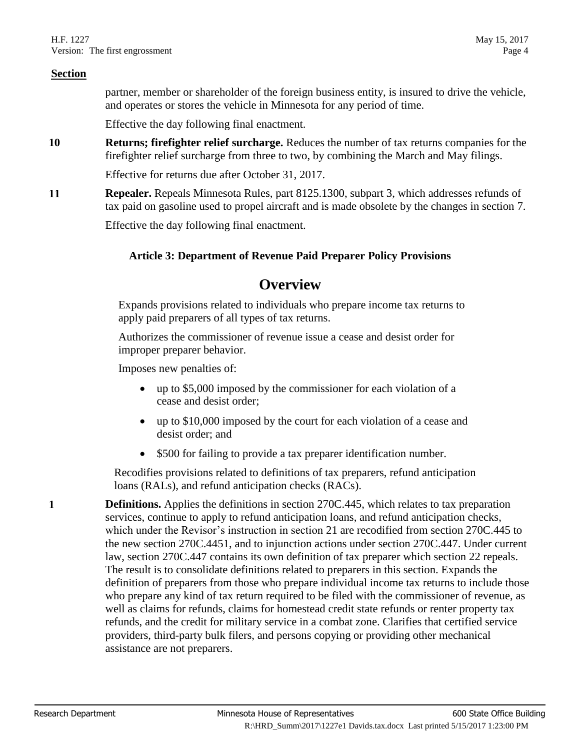**Section**

partner, member or shareholder of the foreign business entity, is insured to drive the vehicle, and operates or stores the vehicle in Minnesota for any period of time.

Effective the day following final enactment.

**10** **Returns; firefighter relief surcharge.** Reduces the number of tax returns companies for the firefighter relief surcharge from three to two, by combining the March and May filings.

Effective for returns due after October 31, 2017.

**11** **Repealer.** Repeals Minnesota Rules, part 8125.1300, subpart 3, which addresses refunds of tax paid on gasoline used to propel aircraft and is made obsolete by the changes in section 7.

Effective the day following final enactment.

### Article 3: Department of Revenue Paid Preparer Policy Provisions

## Overview

Expands provisions related to individuals who prepare income tax returns to apply paid preparers of all types of tax returns.

Authorizes the commissioner of revenue issue a cease and desist order for improper preparer behavior.

Imposes new penalties of:

- up to $5,000 imposed by the commissioner for each violation of a cease and desist order;
- up to $10,000 imposed by the court for each violation of a cease and desist order; and
- $500 for failing to provide a tax preparer identification number.

Recodifies provisions related to definitions of tax preparers, refund anticipation loans (RALs), and refund anticipation checks (RACs).

**1** **Definitions.** Applies the definitions in section 270C.445, which relates to tax preparation services, continue to apply to refund anticipation loans, and refund anticipation checks, which under the Revisor's instruction in section 21 are recodified from section 270C.445 to the new section 270C.4451, and to injunction actions under section 270C.447. Under current law, section 270C.447 contains its own definition of tax preparer which section 22 repeals. The result is to consolidate definitions related to preparers in this section. Expands the definition of preparers from those who prepare individual income tax returns to include those who prepare any kind of tax return required to be filed with the commissioner of revenue, as well as claims for refunds, claims for homestead credit state refunds or renter property tax refunds, and the credit for military service in a combat zone. Clarifies that certified service providers, third-party bulk filers, and persons copying or providing other mechanical assistance are not preparers.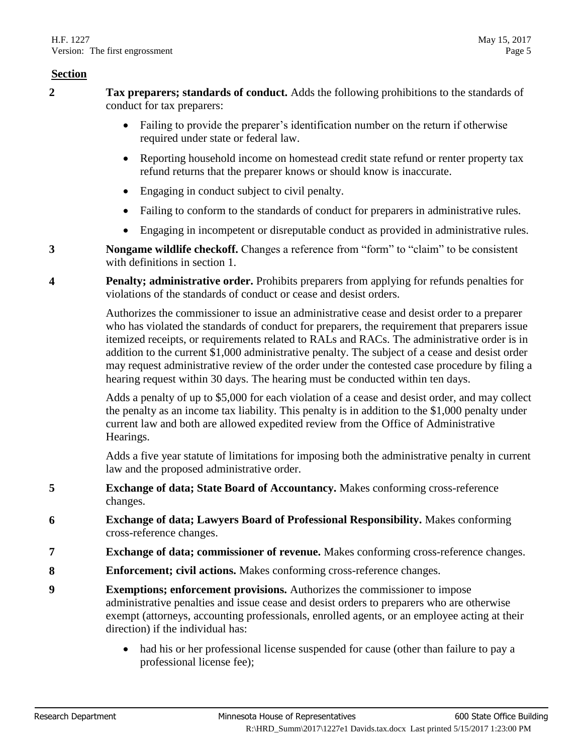**Section**

**2** **Tax preparers; standards of conduct.** Adds the following prohibitions to the standards of conduct for tax preparers:

- Failing to provide the preparer's identification number on the return if otherwise required under state or federal law.
- Reporting household income on homestead credit state refund or renter property tax refund returns that the preparer knows or should know is inaccurate.
- Engaging in conduct subject to civil penalty.
- Failing to conform to the standards of conduct for preparers in administrative rules.
- Engaging in incompetent or disreputable conduct as provided in administrative rules.

**3** **Nongame wildlife checkoff.** Changes a reference from "form" to "claim" to be consistent with definitions in section 1.

**4** **Penalty; administrative order.** Prohibits preparers from applying for refunds penalties for violations of the standards of conduct or cease and desist orders.

Authorizes the commissioner to issue an administrative cease and desist order to a preparer who has violated the standards of conduct for preparers, the requirement that preparers issue itemized receipts, or requirements related to RALs and RACs. The administrative order is in addition to the current $1,000 administrative penalty. The subject of a cease and desist order may request administrative review of the order under the contested case procedure by filing a hearing request within 30 days. The hearing must be conducted within ten days.

Adds a penalty of up to $5,000 for each violation of a cease and desist order, and may collect the penalty as an income tax liability. This penalty is in addition to the $1,000 penalty under current law and both are allowed expedited review from the Office of Administrative Hearings.

Adds a five year statute of limitations for imposing both the administrative penalty in current law and the proposed administrative order.

**5** **Exchange of data; State Board of Accountancy.** Makes conforming cross-reference changes.

**6** **Exchange of data; Lawyers Board of Professional Responsibility.** Makes conforming cross-reference changes.

**7** **Exchange of data; commissioner of revenue.** Makes conforming cross-reference changes.

**8** **Enforcement; civil actions.** Makes conforming cross-reference changes.

**9** **Exemptions; enforcement provisions.** Authorizes the commissioner to impose administrative penalties and issue cease and desist orders to preparers who are otherwise exempt (attorneys, accounting professionals, enrolled agents, or an employee acting at their direction) if the individual has:

- had his or her professional license suspended for cause (other than failure to pay a professional license fee);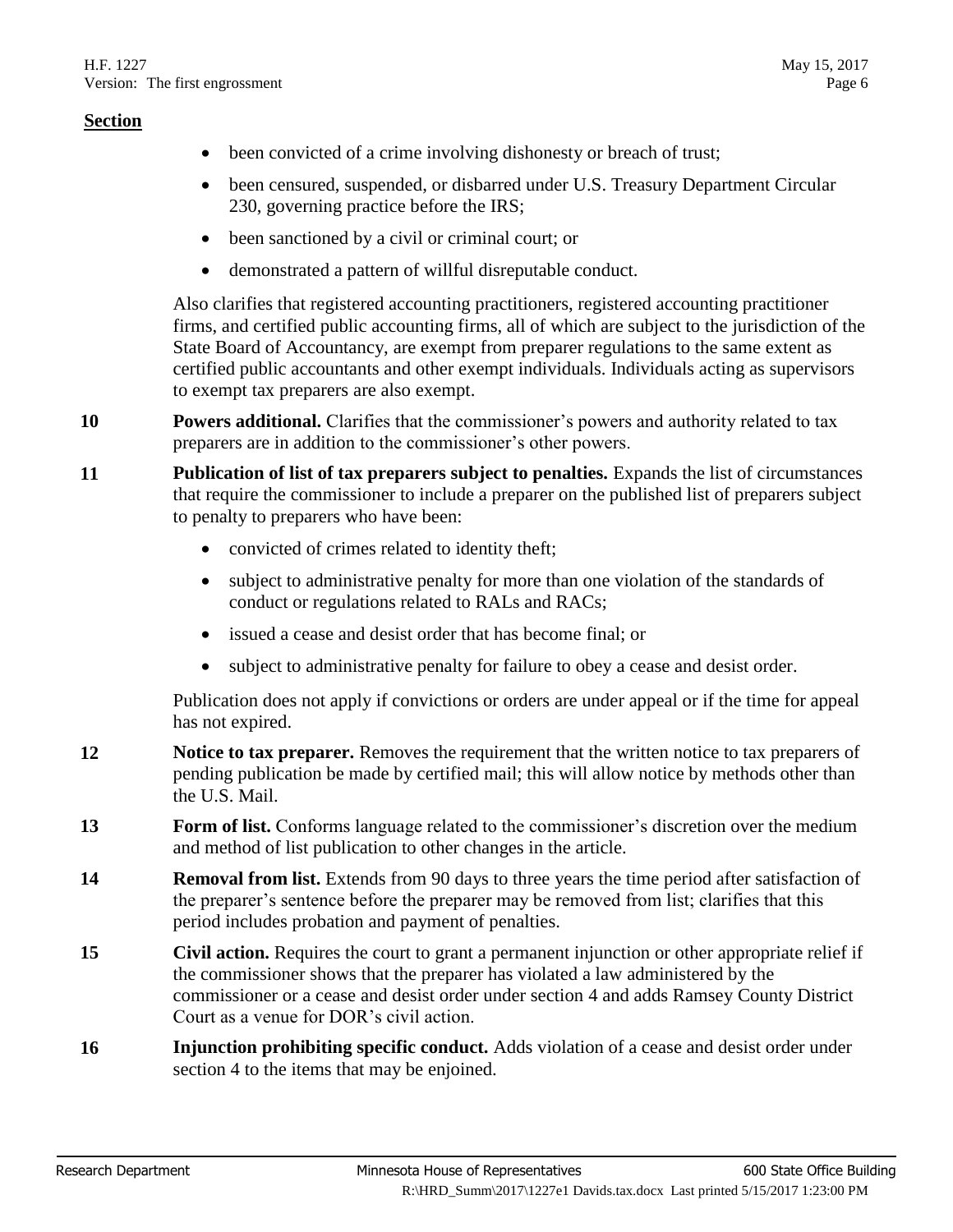**Section**

- been convicted of a crime involving dishonesty or breach of trust;
- been censured, suspended, or disbarred under U.S. Treasury Department Circular 230, governing practice before the IRS;
- been sanctioned by a civil or criminal court; or
- demonstrated a pattern of willful disreputable conduct.

Also clarifies that registered accounting practitioners, registered accounting practitioner firms, and certified public accounting firms, all of which are subject to the jurisdiction of the State Board of Accountancy, are exempt from preparer regulations to the same extent as certified public accountants and other exempt individuals. Individuals acting as supervisors to exempt tax preparers are also exempt.

**10** **Powers additional.** Clarifies that the commissioner's powers and authority related to tax preparers are in addition to the commissioner's other powers.

**11** **Publication of list of tax preparers subject to penalties.** Expands the list of circumstances that require the commissioner to include a preparer on the published list of preparers subject to penalty to preparers who have been:

- convicted of crimes related to identity theft;
- subject to administrative penalty for more than one violation of the standards of conduct or regulations related to RALs and RACs;
- issued a cease and desist order that has become final; or
- subject to administrative penalty for failure to obey a cease and desist order.

Publication does not apply if convictions or orders are under appeal or if the time for appeal has not expired.

**12** **Notice to tax preparer.** Removes the requirement that the written notice to tax preparers of pending publication be made by certified mail; this will allow notice by methods other than the U.S. Mail.

**13** **Form of list.** Conforms language related to the commissioner's discretion over the medium and method of list publication to other changes in the article.

**14** **Removal from list.** Extends from 90 days to three years the time period after satisfaction of the preparer's sentence before the preparer may be removed from list; clarifies that this period includes probation and payment of penalties.

**15** **Civil action.** Requires the court to grant a permanent injunction or other appropriate relief if the commissioner shows that the preparer has violated a law administered by the commissioner or a cease and desist order under section 4 and adds Ramsey County District Court as a venue for DOR's civil action.

**16** **Injunction prohibiting specific conduct.** Adds violation of a cease and desist order under section 4 to the items that may be enjoined.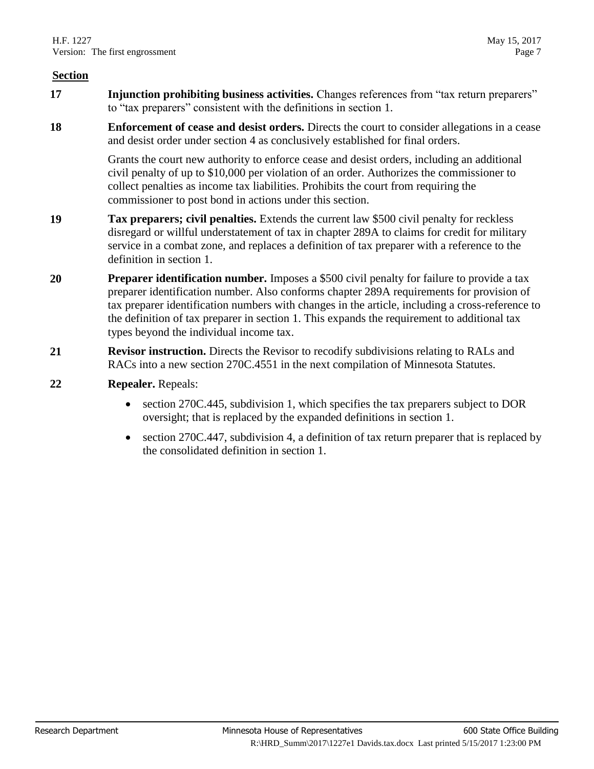**Section**

**17** **Injunction prohibiting business activities.** Changes references from “tax return preparers” to “tax preparers” consistent with the definitions in section 1.

**18** **Enforcement of cease and desist orders.** Directs the court to consider allegations in a cease and desist order under section 4 as conclusively established for final orders.

Grants the court new authority to enforce cease and desist orders, including an additional civil penalty of up to $10,000 per violation of an order. Authorizes the commissioner to collect penalties as income tax liabilities. Prohibits the court from requiring the commissioner to post bond in actions under this section.

**19** **Tax preparers; civil penalties.** Extends the current law $500 civil penalty for reckless disregard or willful understatement of tax in chapter 289A to claims for credit for military service in a combat zone, and replaces a definition of tax preparer with a reference to the definition in section 1.

**20** **Preparer identification number.** Imposes a $500 civil penalty for failure to provide a tax preparer identification number. Also conforms chapter 289A requirements for provision of tax preparer identification numbers with changes in the article, including a cross-reference to the definition of tax preparer in section 1. This expands the requirement to additional tax types beyond the individual income tax.

**21** **Revisor instruction.** Directs the Revisor to recodify subdivisions relating to RALs and RACs into a new section 270C.4551 in the next compilation of Minnesota Statutes.

**22** **Repealer.** Repeals:

- section 270C.445, subdivision 1, which specifies the tax preparers subject to DOR oversight; that is replaced by the expanded definitions in section 1.
- section 270C.447, subdivision 4, a definition of tax return preparer that is replaced by the consolidated definition in section 1.